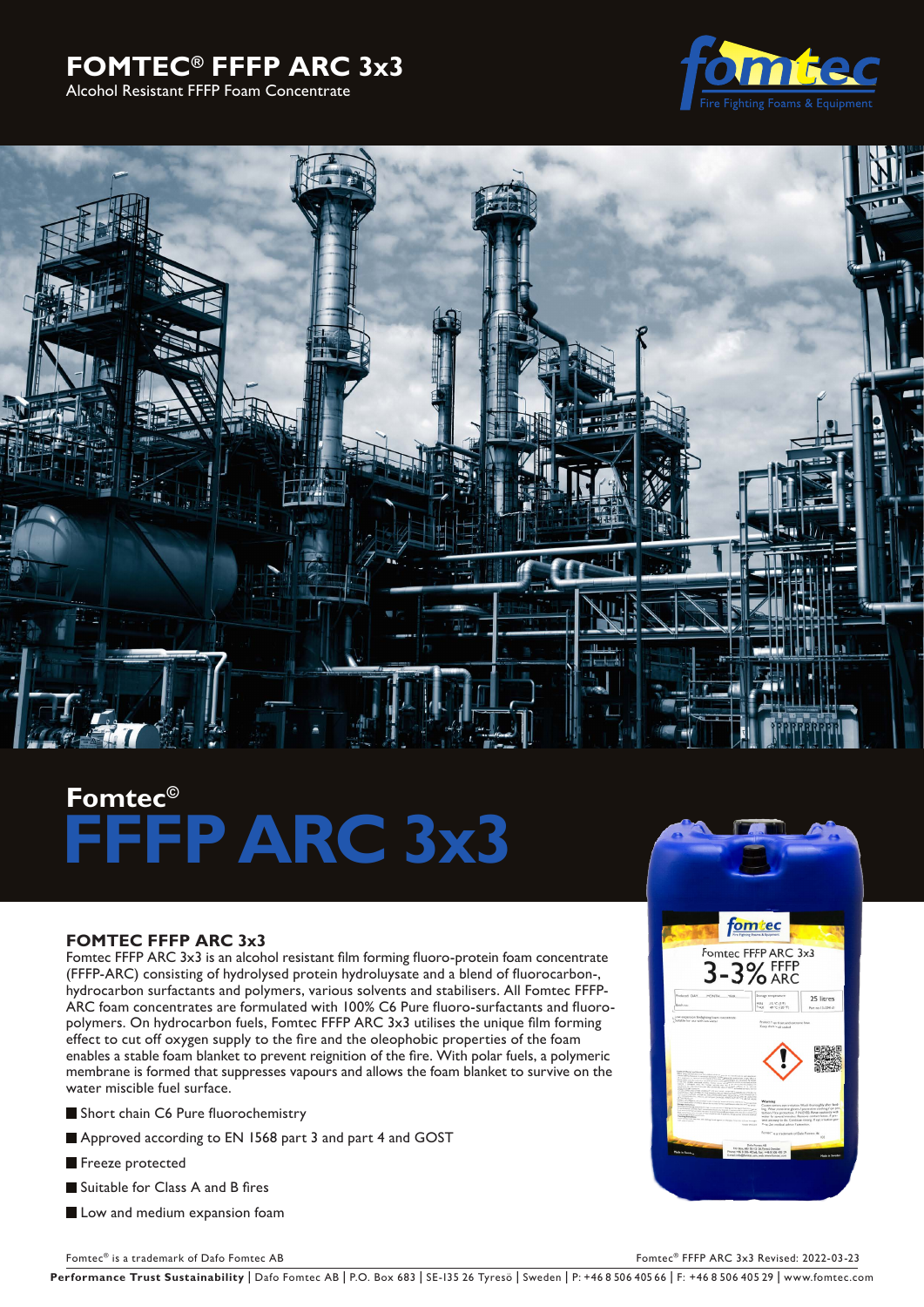# FOMTEC® FFFP ARC 3x3

Alcohol Resistant FFFP Foam Concentrate

## Fomtec©

# FFFP ARC 3x3

### FOMTEC FFFP ARC 3x3

Fomtec FFFP ARC 3x3 is an alcohol resistant film forming fluoro-protein foam concentrate (FFFP-ARC) consisting of hydrolysed protein hydroluysate and a blend of fluorocarbon-, hydrocarbon surfactants and polymers, various solvents and stabilisers. All Fomtec FFFP-ARC foam concentrates are formulated with 100% C6 Pure fluoro-surfactants and fluoro-polymers. On hydrocarbon fuels, Fomtec FFFP ARC 3x3 utilises the unique film forming effect to cut off oxygen supply to the fire and the oleophobic properties of the foam enables a stable foam blanket to prevent reignition of the fire. With polar fuels, a polymeric membrane is formed that suppresses vapours and allows the foam blanket to survive on the water miscible fuel surface.

- Short chain C6 Pure fluorochemistry
- Approved according to EN 1568 part 3 and part 4 and GOST
- Freeze protected
- Suitable for Class A and B fires
- Low and medium expansion foam

Fomtec® is a trademark of Dafo Fomtec AB

Fomtec® FFFP ARC 3x3 Revised: 2022-03-23

**Performance Trust Sustainability** | Dafo Fomtec AB | P.O. Box 683 | SE-135 26 Tyresö | Sweden | P: +46 8 506 405 66 | F: +46 8 506 405 29 | www.fomtec.com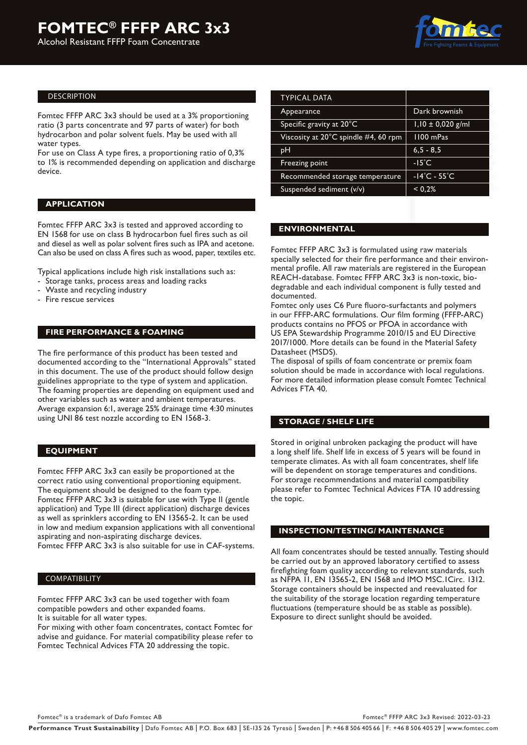# FOMTEC® FFFP ARC 3x3

Alcohol Resistant FFFP Foam Concentrate

## DESCRIPTION

Fomtec FFFP ARC 3x3 should be used at a 3% proportioning ratio (3 parts concentrate and 97 parts of water) for both hydrocarbon and polar solvent fuels. May be used with all water types.
For use on Class A type fires, a proportioning ratio of 0,3% to 1% is recommended depending on application and discharge device.

## APPLICATION

Fomtec FFFP ARC 3x3 is tested and approved according to EN 1568 for use on class B hydrocarbon fuel fires such as oil and diesel as well as polar solvent fires such as IPA and acetone. Can also be used on class A fires such as wood, paper, textiles etc.

Typical applications include high risk installations such as:

- Storage tanks, process areas and loading racks
- Waste and recycling industry
- Fire rescue services

## FIRE PERFORMANCE & FOAMING

The fire performance of this product has been tested and documented according to the "International Approvals" stated in this document. The use of the product should follow design guidelines appropriate to the type of system and application.
The foaming properties are depending on equipment used and other variables such as water and ambient temperatures.
Average expansion 6:1, average 25% drainage time 4:30 minutes using UNI 86 test nozzle according to EN 1568-3.

## EQUIPMENT

Fomtec FFFP ARC 3x3 can easily be proportioned at the correct ratio using conventional proportioning equipment. The equipment should be designed to the foam type.
Fomtec FFFP ARC 3x3 is suitable for use with Type II (gentle application) and Type III (direct application) discharge devices as well as sprinklers according to EN 13565-2. It can be used in low and medium expansion applications with all conventional aspirating and non-aspirating discharge devices.
Fomtec FFFP ARC 3x3 is also suitable for use in CAF-systems.

## COMPATIBILITY

Fomtec FFFP ARC 3x3 can be used together with foam compatible powders and other expanded foams.
It is suitable for all water types.
For mixing with other foam concentrates, contact Fomtec for advise and guidance. For material compatibility please refer to Fomtec Technical Advices FTA 20 addressing the topic.

| TYPICAL DATA | |
|---|---|
| Appearance | Dark brownish |
| Specific gravity at 20°C | 1,10 ± 0,020 g/ml |
| Viscosity at 20°C spindle #4, 60 rpm | 1100 mPas |
| pH | 6,5 - 8,5 |
| Freezing point | -15°C |
| Recommended storage temperature | -14°C - 55°C |
| Suspended sediment (v/v) | < 0,2% |

## ENVIRONMENTAL

Fomtec FFFP ARC 3x3 is formulated using raw materials specially selected for their fire performance and their environmental profile. All raw materials are registered in the European REACH-database. Fomtec FFFP ARC 3x3 is non-toxic, biodegradable and each individual component is fully tested and documented.
Fomtec only uses C6 Pure fluoro-surfactants and polymers in our FFFP-ARC formulations. Our film forming (FFFP-ARC) products contains no PFOS or PFOA in accordance with US EPA Stewardship Programme 2010/15 and EU Directive 2017/1000. More details can be found in the Material Safety Datasheet (MSDS).
The disposal of spills of foam concentrate or premix foam solution should be made in accordance with local regulations. For more detailed information please consult Fomtec Technical Advices FTA 40.

## STORAGE / SHELF LIFE

Stored in original unbroken packaging the product will have a long shelf life. Shelf life in excess of 5 years will be found in temperate climates. As with all foam concentrates, shelf life will be dependent on storage temperatures and conditions. For storage recommendations and material compatibility please refer to Fomtec Technical Advices FTA 10 addressing the topic.

## INSPECTION/TESTING/ MAINTENANCE

All foam concentrates should be tested annually. Testing should be carried out by an approved laboratory certified to assess firefighting foam quality according to relevant standards, such as NFPA 11, EN 13565-2, EN 1568 and IMO MSC.1Circ. 1312.
Storage containers should be inspected and reevaluated for the suitability of the storage location regarding temperature fluctuations (temperature should be as stable as possible). Exposure to direct sunlight should be avoided.

Fomtec® is a trademark of Dafo Fomtec AB

Fomtec® FFFP ARC 3x3 Revised: 2022-03-23

**Performance Trust Sustainability** | Dafo Fomtec AB | P.O. Box 683 | SE-135 26 Tyresö | Sweden | P: +46 8 506 405 66 | F: +46 8 506 405 29 | www.fomtec.com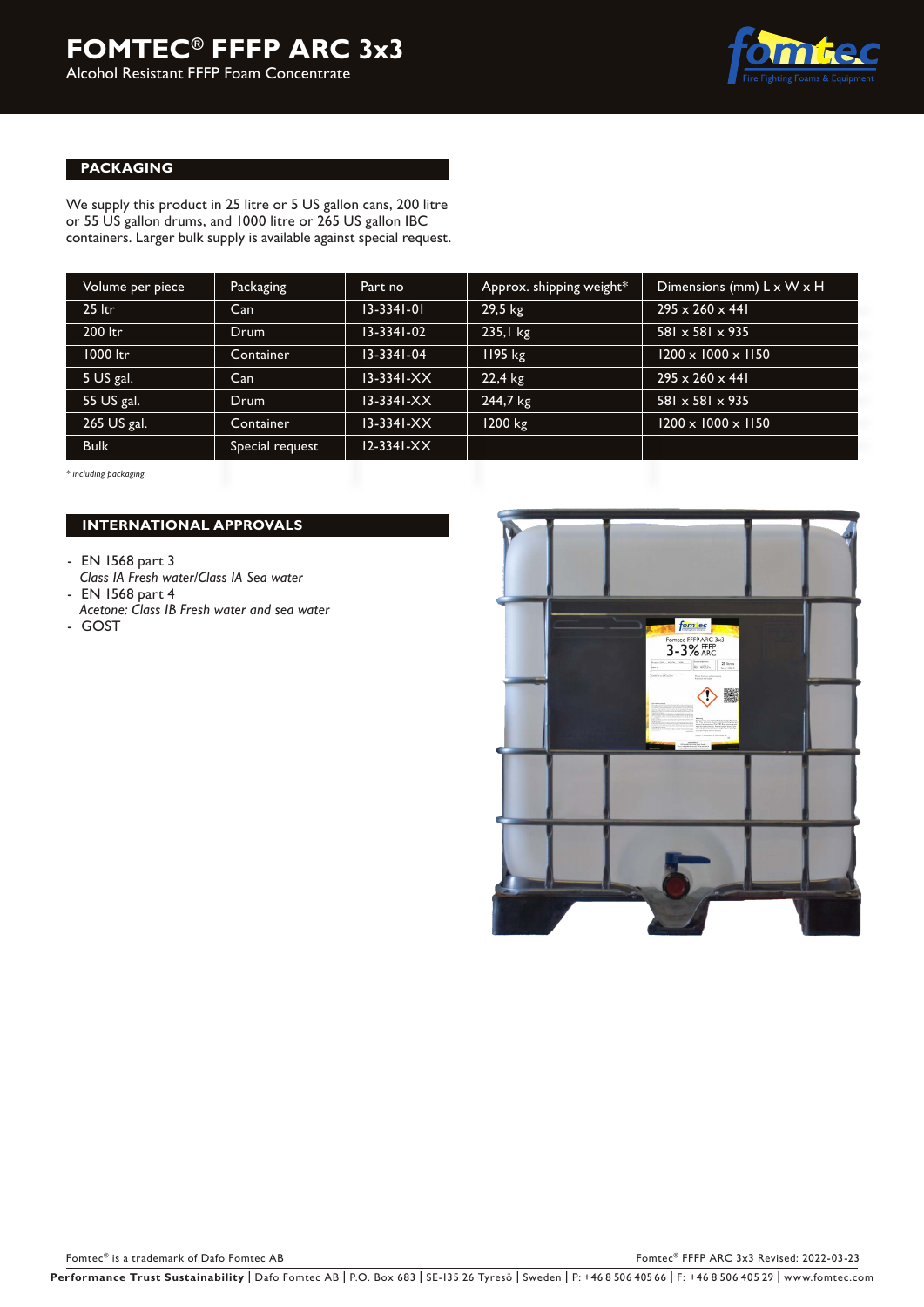# FOMTEC® FFFP ARC 3x3

Alcohol Resistant FFFP Foam Concentrate

## PACKAGING

We supply this product in 25 litre or 5 US gallon cans, 200 litre or 55 US gallon drums, and 1000 litre or 265 US gallon IBC containers. Larger bulk supply is available against special request.

| Volume per piece | Packaging | Part no | Approx. shipping weight* | Dimensions (mm) L x W x H |
|---|---|---|---|---|
| 25 ltr | Can | 13-3341-01 | 29,5 kg | 295 x 260 x 441 |
| 200 ltr | Drum | 13-3341-02 | 235,1 kg | 581 x 581 x 935 |
| 1000 ltr | Container | 13-3341-04 | 1195 kg | 1200 x 1000 x 1150 |
| 5 US gal. | Can | 13-3341-XX | 22,4 kg | 295 x 260 x 441 |
| 55 US gal. | Drum | 13-3341-XX | 244,7 kg | 581 x 581 x 935 |
| 265 US gal. | Container | 13-3341-XX | 1200 kg | 1200 x 1000 x 1150 |
| Bulk | Special request | 12-3341-XX | | |

*\* including packaging.*

## INTERNATIONAL APPROVALS

- EN 1568 part 3
  *Class IA Fresh water/Class IA Sea water*
- EN 1568 part 4
  *Acetone: Class IB Fresh water and sea water*
- GOST

Fomtec® is a trademark of Dafo Fomtec AB

Fomtec® FFFP ARC 3x3 Revised: 2022-03-23

**Performance Trust Sustainability** | Dafo Fomtec AB | P.O. Box 683 | SE-135 26 Tyresö | Sweden | P: +46 8 506 405 66 | F: +46 8 506 405 29 | www.fomtec.com